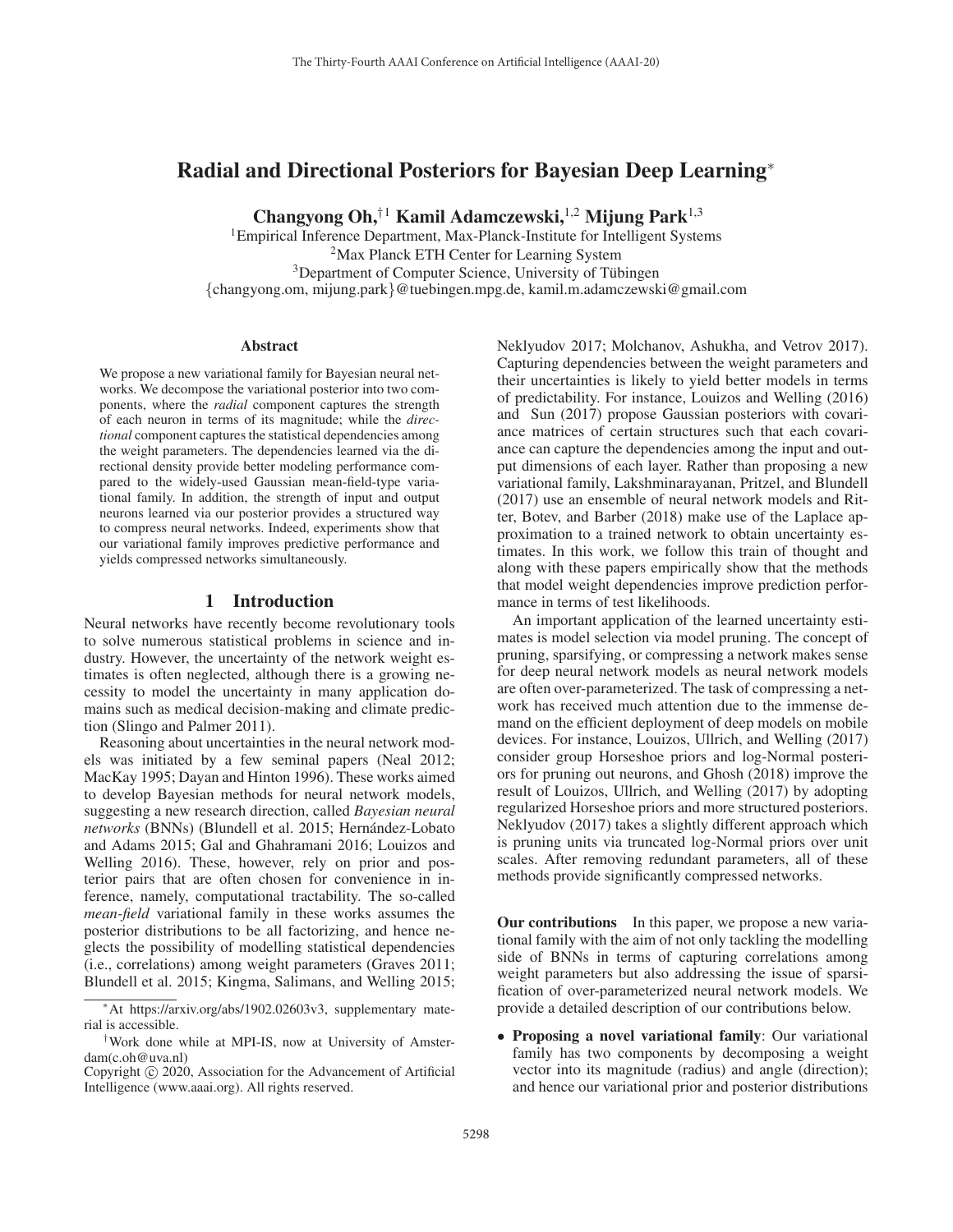# Radial and Directional Posteriors for Bayesian Deep Learning*

**Changyong Oh,**[†1] **Kamil Adamczewski,**[1,2] **Mijung Park**[1,3]

[1]Empirical Inference Department, Max-Planck-Institute for Intelligent Systems
[2]Max Planck ETH Center for Learning System
[3]Department of Computer Science, University of Tübingen
{changyong.om, mijung.park}@tuebingen.mpg.de, kamil.m.adamczewski@gmail.com

## Abstract

We propose a new variational family for Bayesian neural networks. We decompose the variational posterior into two components, where the *radial* component captures the strength of each neuron in terms of its magnitude; while the *directional* component captures the statistical dependencies among the weight parameters. The dependencies learned via the directional density provide better modeling performance compared to the widely-used Gaussian mean-field-type variational family. In addition, the strength of input and output neurons learned via our posterior provides a structured way to compress neural networks. Indeed, experiments show that our variational family improves predictive performance and yields compressed networks simultaneously.

## 1 Introduction

Neural networks have recently become revolutionary tools to solve numerous statistical problems in science and industry. However, the uncertainty of the network weight estimates is often neglected, although there is a growing necessity to model the uncertainty in many application domains such as medical decision-making and climate prediction (Slingo and Palmer 2011).

Reasoning about uncertainties in the neural network models was initiated by a few seminal papers (Neal 2012; MacKay 1995; Dayan and Hinton 1996). These works aimed to develop Bayesian methods for neural network models, suggesting a new research direction, called *Bayesian neural networks* (BNNs) (Blundell et al. 2015; Hernández-Lobato and Adams 2015; Gal and Ghahramani 2016; Louizos and Welling 2016). These, however, rely on prior and posterior pairs that are often chosen for convenience in inference, namely, computational tractability. The so-called *mean-field* variational family in these works assumes the posterior distributions to be all factorizing, and hence neglects the possibility of modelling statistical dependencies (i.e., correlations) among weight parameters (Graves 2011; Blundell et al. 2015; Kingma, Salimans, and Welling 2015; Neklyudov 2017; Molchanov, Ashukha, and Vetrov 2017). Capturing dependencies between the weight parameters and their uncertainties is likely to yield better models in terms of predictability. For instance, Louizos and Welling (2016) and Sun (2017) propose Gaussian posteriors with covariance matrices of certain structures such that each covariance can capture the dependencies among the input and output dimensions of each layer. Rather than proposing a new variational family, Lakshminarayanan, Pritzel, and Blundell (2017) use an ensemble of neural network models and Ritter, Botev, and Barber (2018) make use of the Laplace approximation to a trained network to obtain uncertainty estimates. In this work, we follow this train of thought and along with these papers empirically show that the methods that model weight dependencies improve prediction performance in terms of test likelihoods.

An important application of the learned uncertainty estimates is model selection via model pruning. The concept of pruning, sparsifying, or compressing a network makes sense for deep neural network models as neural network models are often over-parameterized. The task of compressing a network has received much attention due to the immense demand on the efficient deployment of deep models on mobile devices. For instance, Louizos, Ullrich, and Welling (2017) consider group Horseshoe priors and log-Normal posteriors for pruning out neurons, and Ghosh (2018) improve the result of Louizos, Ullrich, and Welling (2017) by adopting regularized Horseshoe priors and more structured posteriors. Neklyudov (2017) takes a slightly different approach which is pruning units via truncated log-Normal priors over unit scales. After removing redundant parameters, all of these methods provide significantly compressed networks.

**Our contributions** In this paper, we propose a new variational family with the aim of not only tackling the modelling side of BNNs in terms of capturing correlations among weight parameters but also addressing the issue of sparsification of over-parameterized neural network models. We provide a detailed description of our contributions below.

- **Proposing a novel variational family**: Our variational family has two components by decomposing a weight vector into its magnitude (radius) and angle (direction); and hence our variational prior and posterior distributions

---

*At https://arxiv.org/abs/1902.02603v3, supplementary material is accessible.

†Work done while at MPI-IS, now at University of Amsterdam(c.oh@uva.nl)

Copyright © 2020, Association for the Advancement of Artificial Intelligence (www.aaai.org). All rights reserved.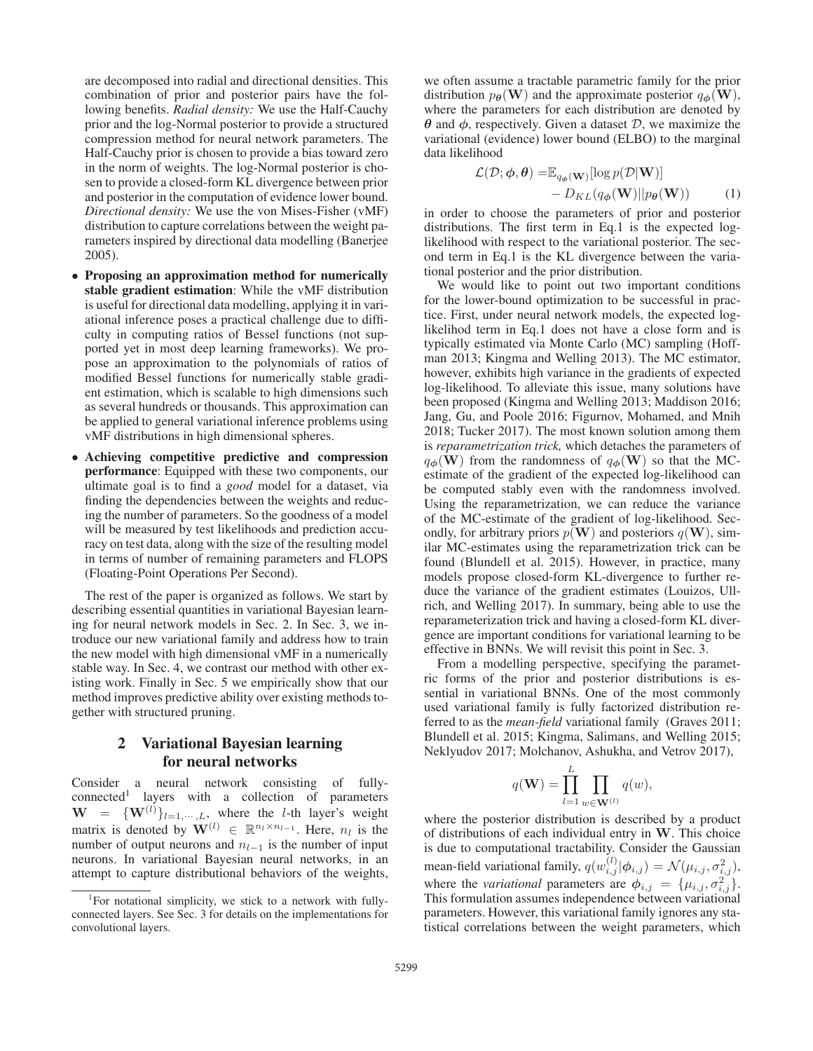are decomposed into radial and directional densities. This combination of prior and posterior pairs have the following benefits. *Radial density:* We use the Half-Cauchy prior and the log-Normal posterior to provide a structured compression method for neural network parameters. The Half-Cauchy prior is chosen to provide a bias toward zero in the norm of weights. The log-Normal posterior is chosen to provide a closed-form KL divergence between prior and posterior in the computation of evidence lower bound. *Directional density:* We use the von Mises-Fisher (vMF) distribution to capture correlations between the weight parameters inspired by directional data modelling (Banerjee 2005).

- **Proposing an approximation method for numerically stable gradient estimation**: While the vMF distribution is useful for directional data modelling, applying it in variational inference poses a practical challenge due to difficulty in computing ratios of Bessel functions (not supported yet in most deep learning frameworks). We propose an approximation to the polynomials of ratios of modified Bessel functions for numerically stable gradient estimation, which is scalable to high dimensions such as several hundreds or thousands. This approximation can be applied to general variational inference problems using vMF distributions in high dimensional spheres.
- **Achieving competitive predictive and compression performance**: Equipped with these two components, our ultimate goal is to find a *good* model for a dataset, via finding the dependencies between the weights and reducing the number of parameters. So the goodness of a model will be measured by test likelihoods and prediction accuracy on test data, along with the size of the resulting model in terms of number of remaining parameters and FLOPS (Floating-Point Operations Per Second).

The rest of the paper is organized as follows. We start by describing essential quantities in variational Bayesian learning for neural network models in Sec. 2. In Sec. 3, we introduce our new variational family and address how to train the new model with high dimensional vMF in a numerically stable way. In Sec. 4, we contrast our method with other existing work. Finally in Sec. 5 we empirically show that our method improves predictive ability over existing methods together with structured pruning.

## 2 Variational Bayesian learning for neural networks

Consider a neural network consisting of fully-connected[1] layers with a collection of parameters $\mathbf{W} = \{\mathbf{W}^{(l)}\}_{l=1,\cdots,L}$, where the $l$-th layer's weight matrix is denoted by $\mathbf{W}^{(l)} \in \mathbb{R}^{n_l \times n_{l-1}}$. Here, $n_l$ is the number of output neurons and $n_{l-1}$ is the number of input neurons. In variational Bayesian neural networks, in an attempt to capture distributional behaviors of the weights, we often assume a tractable parametric family for the prior distribution $p_{\boldsymbol{\theta}}(\mathbf{W})$ and the approximate posterior $q_{\boldsymbol{\phi}}(\mathbf{W})$, where the parameters for each distribution are denoted by $\boldsymbol{\theta}$ and $\boldsymbol{\phi}$, respectively. Given a dataset $\mathcal{D}$, we maximize the variational (evidence) lower bound (ELBO) to the marginal data likelihood

$$\mathcal{L}(\mathcal{D}; \boldsymbol{\phi}, \boldsymbol{\theta}) = \mathbb{E}_{q_{\boldsymbol{\phi}}(\mathbf{W})}[\log p(\mathcal{D}|\mathbf{W})] - D_{KL}(q_{\boldsymbol{\phi}}(\mathbf{W}) || p_{\boldsymbol{\theta}}(\mathbf{W})) \tag{1}$$

in order to choose the parameters of prior and posterior distributions. The first term in Eq.1 is the expected log-likelihood with respect to the variational posterior. The second term in Eq.1 is the KL divergence between the variational posterior and the prior distribution.

We would like to point out two important conditions for the lower-bound optimization to be successful in practice. First, under neural network models, the expected log-likelihood term in Eq.1 does not have a close form and is typically estimated via Monte Carlo (MC) sampling (Hoffman 2013; Kingma and Welling 2013). The MC estimator, however, exhibits high variance in the gradients of expected log-likelihood. To alleviate this issue, many solutions have been proposed (Kingma and Welling 2013; Maddison 2016; Jang, Gu, and Poole 2016; Figurnov, Mohamed, and Mnih 2018; Tucker 2017). The most known solution among them is *reparametrization trick,* which detaches the parameters of $q_{\boldsymbol{\phi}}(\mathbf{W})$ from the randomness of $q_{\boldsymbol{\phi}}(\mathbf{W})$ so that the MC-estimate of the gradient of the expected log-likelihood can be computed stably even with the randomness involved. Using the reparametrization, we can reduce the variance of the MC-estimate of the gradient of log-likelihood. Secondly, for arbitrary priors $p(\mathbf{W})$ and posteriors $q(\mathbf{W})$, similar MC-estimates using the reparametrization trick can be found (Blundell et al. 2015). However, in practice, many models propose closed-form KL-divergence to further reduce the variance of the gradient estimates (Louizos, Ullrich, and Welling 2017). In summary, being able to use the reparameterization trick and having a closed-form KL divergence are important conditions for variational learning to be effective in BNNs. We will revisit this point in Sec. 3.

From a modelling perspective, specifying the parametric forms of the prior and posterior distributions is essential in variational BNNs. One of the most commonly used variational family is fully factorized distribution referred to as the *mean-field* variational family (Graves 2011; Blundell et al. 2015; Kingma, Salimans, and Welling 2015; Neklyudov 2017; Molchanov, Ashukha, and Vetrov 2017),

$$q(\mathbf{W}) = \prod_{l=1}^{L} \prod_{w \in \mathbf{W}^{(l)}} q(w),$$

where the posterior distribution is described by a product of distributions of each individual entry in $\mathbf{W}$. This choice is due to computational tractability. Consider the Gaussian mean-field variational family, $q(w_{i,j}^{(l)}|\boldsymbol{\phi}_{i,j}) = \mathcal{N}(\mu_{i,j}, \sigma_{i,j}^2)$, where the *variational* parameters are $\boldsymbol{\phi}_{i,j} = \{\mu_{i,j}, \sigma_{i,j}^2\}$. This formulation assumes independence between variational parameters. However, this variational family ignores any statistical correlations between the weight parameters, which

[1]For notational simplicity, we stick to a network with fully-connected layers. See Sec. 3 for details on the implementations for convolutional layers.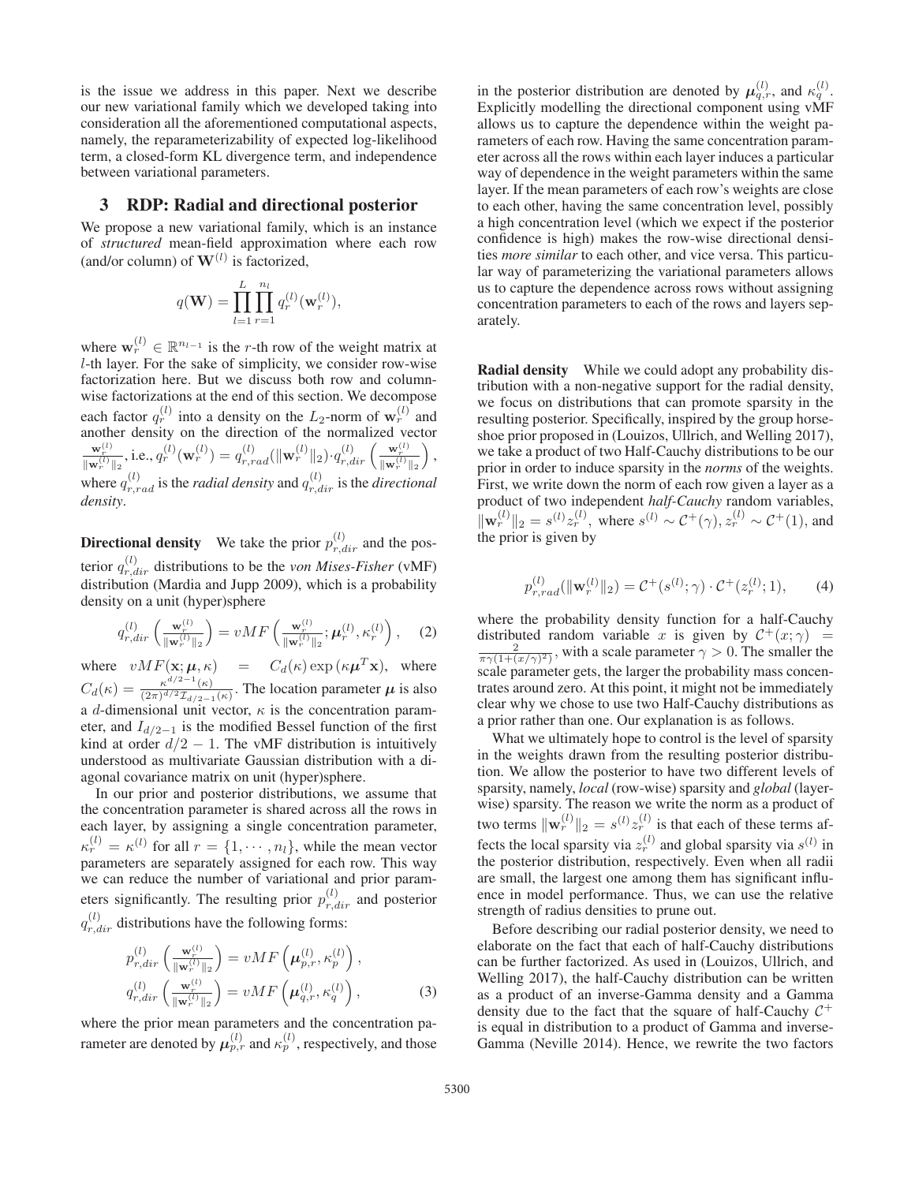is the issue we address in this paper. Next we describe our new variational family which we developed taking into consideration all the aforementioned computational aspects, namely, the reparameterizability of expected log-likelihood term, a closed-form KL divergence term, and independence between variational parameters.

## 3 RDP: Radial and directional posterior

We propose a new variational family, which is an instance of *structured* mean-field approximation where each row (and/or column) of $\mathbf{W}^{(l)}$ is factorized,

$$q(\mathbf{W}) = \prod_{l=1}^{L} \prod_{r=1}^{n_l} q_r^{(l)}(\mathbf{w}_r^{(l)}),$$

where $\mathbf{w}_r^{(l)} \in \mathbb{R}^{n_{l-1}}$ is the $r$-th row of the weight matrix at $l$-th layer. For the sake of simplicity, we consider row-wise factorization here. But we discuss both row and column-wise factorizations at the end of this section. We decompose each factor $q_r^{(l)}$ into a density on the $L_2$-norm of $\mathbf{w}_r^{(l)}$ and another density on the direction of the normalized vector $\frac{\mathbf{w}_r^{(l)}}{\|\mathbf{w}_r^{(l)}\|_2}$, i.e., $q_r^{(l)}(\mathbf{w}_r^{(l)}) = q_{r,rad}^{(l)}(\|\mathbf{w}_r^{(l)}\|_2) \cdot q_{r,dir}^{(l)}\left(\frac{\mathbf{w}_r^{(l)}}{\|\mathbf{w}_r^{(l)}\|_2}\right)$, where $q_{r,rad}^{(l)}$ is the *radial density* and $q_{r,dir}^{(l)}$ is the *directional density*.

**Directional density** We take the prior $p_{r,dir}^{(l)}$ and the posterior $q_{r,dir}^{(l)}$ distributions to be the *von Mises-Fisher* (vMF) distribution (Mardia and Jupp 2009), which is a probability density on a unit (hyper)sphere

$$q_{r,dir}^{(l)}\left(\frac{\mathbf{w}_r^{(l)}}{\|\mathbf{w}_r^{(l)}\|_2}\right) = vMF\left(\frac{\mathbf{w}_r^{(l)}}{\|\mathbf{w}_r^{(l)}\|_2}; \boldsymbol{\mu}_r^{(l)}, \kappa_r^{(l)}\right), \quad (2)$$

where $vMF(\mathbf{x}; \boldsymbol{\mu}, \kappa) = C_d(\kappa) \exp(\kappa \boldsymbol{\mu}^T \mathbf{x})$, where $C_d(\kappa) = \frac{\kappa^{d/2-1}(\kappa)}{(2\pi)^{d/2} \mathcal{I}_{d/2-1}(\kappa)}$. The location parameter $\boldsymbol{\mu}$ is also a $d$-dimensional unit vector, $\kappa$ is the concentration parameter, and $I_{d/2-1}$ is the modified Bessel function of the first kind at order $d/2-1$. The vMF distribution is intuitively understood as multivariate Gaussian distribution with a diagonal covariance matrix on unit (hyper)sphere.

In our prior and posterior distributions, we assume that the concentration parameter is shared across all the rows in each layer, by assigning a single concentration parameter, $\kappa_r^{(l)} = \kappa^{(l)}$ for all $r = \{1, \cdots, n_l\}$, while the mean vector parameters are separately assigned for each row. This way we can reduce the number of variational and prior parameters significantly. The resulting prior $p_{r,dir}^{(l)}$ and posterior $q_{r,dir}^{(l)}$ distributions have the following forms:

$$p_{r,dir}^{(l)}\left(\frac{\mathbf{w}_r^{(l)}}{\|\mathbf{w}_r^{(l)}\|_2}\right) = vMF\left(\boldsymbol{\mu}_{p,r}^{(l)}, \kappa_p^{(l)}\right),$$
$$q_{r,dir}^{(l)}\left(\frac{\mathbf{w}_r^{(l)}}{\|\mathbf{w}_r^{(l)}\|_2}\right) = vMF\left(\boldsymbol{\mu}_{q,r}^{(l)}, \kappa_q^{(l)}\right), \quad (3)$$

where the prior mean parameters and the concentration parameter are denoted by $\boldsymbol{\mu}_{p,r}^{(l)}$ and $\kappa_p^{(l)}$, respectively, and those in the posterior distribution are denoted by $\boldsymbol{\mu}_{q,r}^{(l)}$, and $\kappa_q^{(l)}$. Explicitly modelling the directional component using vMF allows us to capture the dependence within the weight parameters of each row. Having the same concentration parameter across all the rows within each layer induces a particular way of dependence in the weight parameters within the same layer. If the mean parameters of each row's weights are close to each other, having the same concentration level, possibly a high concentration level (which we expect if the posterior confidence is high) makes the row-wise directional densities *more similar* to each other, and vice versa. This particular way of parameterizing the variational parameters allows us to capture the dependence across rows without assigning concentration parameters to each of the rows and layers separately.

**Radial density** While we could adopt any probability distribution with a non-negative support for the radial density, we focus on distributions that can promote sparsity in the resulting posterior. Specifically, inspired by the group horseshoe prior proposed in (Louizos, Ullrich, and Welling 2017), we take a product of two Half-Cauchy distributions to be our prior in order to induce sparsity in the *norms* of the weights. First, we write down the norm of each row given a layer as a product of two independent *half-Cauchy* random variables, $\|\mathbf{w}_r^{(l)}\|_2 = s^{(l)} z_r^{(l)}$, where $s^{(l)} \sim \mathcal{C}^+(\gamma)$, $z_r^{(l)} \sim \mathcal{C}^+(1)$, and the prior is given by

$$p_{r,rad}^{(l)}(\|\mathbf{w}_r^{(l)}\|_2) = \mathcal{C}^+(s^{(l)}; \gamma) \cdot \mathcal{C}^+(z_r^{(l)}; 1), \quad (4)$$

where the probability density function for a half-Cauchy distributed random variable $x$ is given by $\mathcal{C}^+(x; \gamma) = \frac{2}{\pi\gamma(1+(x/\gamma)^2)}$, with a scale parameter $\gamma > 0$. The smaller the scale parameter gets, the larger the probability mass concentrates around zero. At this point, it might not be immediately clear why we chose to use two Half-Cauchy distributions as a prior rather than one. Our explanation is as follows.

What we ultimately hope to control is the level of sparsity in the weights drawn from the resulting posterior distribution. We allow the posterior to have two different levels of sparsity, namely, *local* (row-wise) sparsity and *global* (layer-wise) sparsity. The reason we write the norm as a product of two terms $\|\mathbf{w}_r^{(l)}\|_2 = s^{(l)} z_r^{(l)}$ is that each of these terms affects the local sparsity via $z_r^{(l)}$ and global sparsity via $s^{(l)}$ in the posterior distribution, respectively. Even when all radii are small, the largest one among them has significant influence in model performance. Thus, we can use the relative strength of radius densities to prune out.

Before describing our radial posterior density, we need to elaborate on the fact that each of half-Cauchy distributions can be further factorized. As used in (Louizos, Ullrich, and Welling 2017), the half-Cauchy distribution can be written as a product of an inverse-Gamma density and a Gamma density due to the fact that the square of half-Cauchy $\mathcal{C}^+$ is equal in distribution to a product of Gamma and inverse-Gamma (Neville 2014). Hence, we rewrite the two factors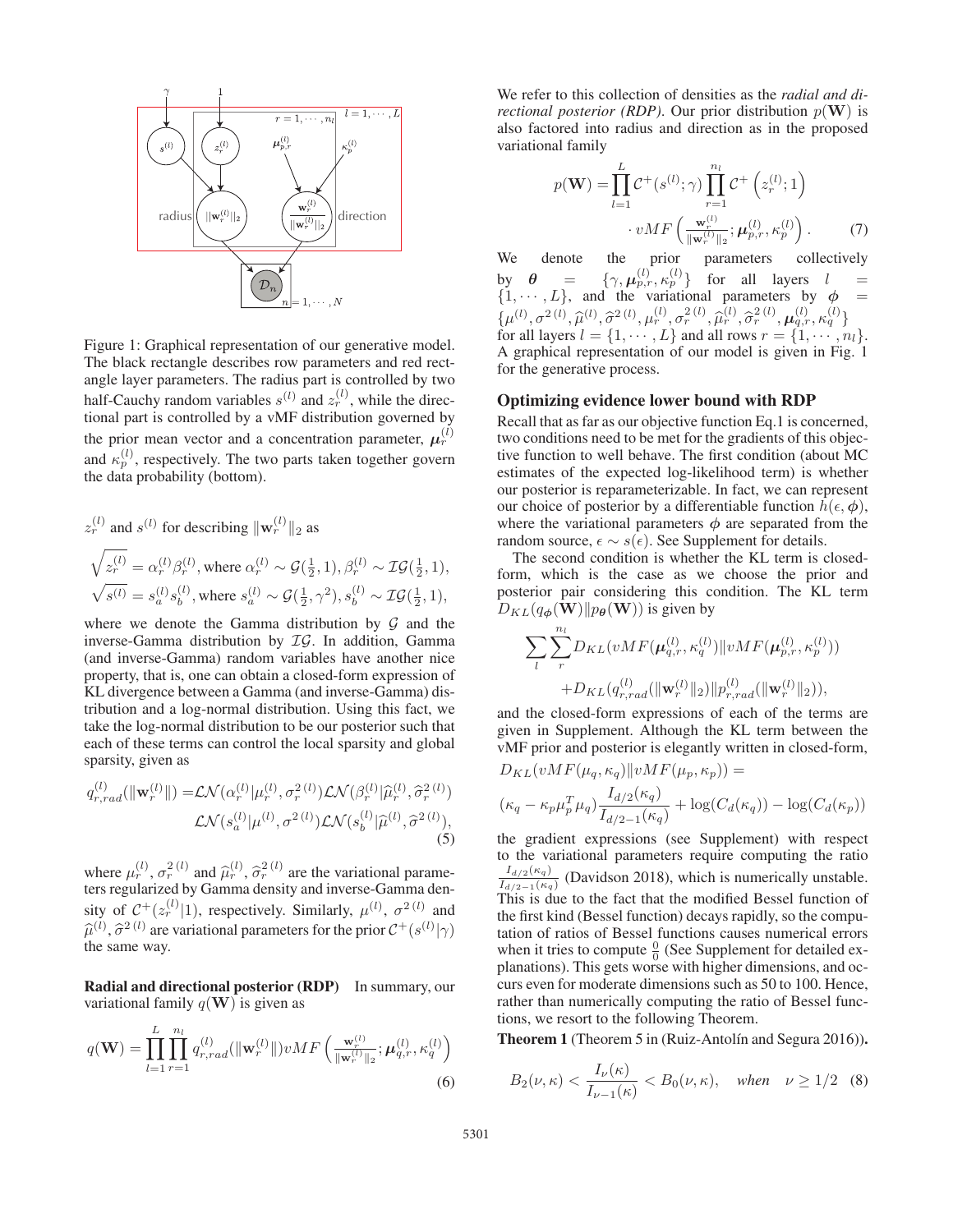Figure 1: Graphical representation of our generative model. The black rectangle describes row parameters and red rectangle layer parameters. The radius part is controlled by two half-Cauchy random variables $s^{(l)}$ and $z_r^{(l)}$, while the directional part is controlled by a vMF distribution governed by the prior mean vector and a concentration parameter, $\boldsymbol{\mu}_r^{(l)}$ and $\kappa_p^{(l)}$, respectively. The two parts taken together govern the data probability (bottom).

$z_r^{(l)}$ and $s^{(l)}$ for describing $\|\mathbf{w}_r^{(l)}\|_2$ as

$$\sqrt{z_r^{(l)}} = \alpha_r^{(l)}\beta_r^{(l)}, \text{where } \alpha_r^{(l)} \sim \mathcal{G}(\tfrac{1}{2}, 1), \beta_r^{(l)} \sim \mathcal{IG}(\tfrac{1}{2}, 1),$$
$$\sqrt{s^{(l)}} = s_a^{(l)}s_b^{(l)}, \text{where } s_a^{(l)} \sim \mathcal{G}(\tfrac{1}{2}, \gamma^2), s_b^{(l)} \sim \mathcal{IG}(\tfrac{1}{2}, 1),$$

where we denote the Gamma distribution by $\mathcal{G}$ and the inverse-Gamma distribution by $\mathcal{IG}$. In addition, Gamma (and inverse-Gamma) random variables have another nice property, that is, one can obtain a closed-form expression of KL divergence between a Gamma (and inverse-Gamma) distribution and a log-normal distribution. Using this fact, we take the log-normal distribution to be our posterior such that each of these terms can control the local sparsity and global sparsity, given as

$$q_{r,rad}^{(l)}(\|\mathbf{w}_r^{(l)}\|) = \mathcal{LN}(\alpha_r^{(l)}|\mu_r^{(l)}, \sigma_r^{2\,(l)})\mathcal{LN}(\beta_r^{(l)}|\widehat{\mu}_r^{(l)}, \widehat{\sigma}_r^{2\,(l)})$$
$$\mathcal{LN}(s_a^{(l)}|\mu^{(l)}, \sigma^{2\,(l)})\mathcal{LN}(s_b^{(l)}|\widehat{\mu}^{(l)}, \widehat{\sigma}^{2\,(l)}), \quad (5)$$

where $\mu_r^{(l)}, \sigma_r^{2\,(l)}$ and $\widehat{\mu}_r^{(l)}, \widehat{\sigma}_r^{2\,(l)}$ are the variational parameters regularized by Gamma density and inverse-Gamma density of $\mathcal{C}^+(z_r^{(l)}|1)$, respectively. Similarly, $\mu^{(l)}$, $\sigma^{2\,(l)}$ and $\widehat{\mu}^{(l)}, \widehat{\sigma}^{2\,(l)}$ are variational parameters for the prior $\mathcal{C}^+(s^{(l)}|\gamma)$ the same way.

**Radial and directional posterior (RDP)** In summary, our variational family $q(\mathbf{W})$ is given as

$$q(\mathbf{W}) = \prod_{l=1}^{L}\prod_{r=1}^{n_l} q_{r,rad}^{(l)}(\|\mathbf{w}_r^{(l)}\|)vMF\left(\tfrac{\mathbf{w}_r^{(l)}}{\|\mathbf{w}_r^{(l)}\|_2}; \boldsymbol{\mu}_{q,r}^{(l)}, \kappa_q^{(l)}\right) \quad (6)$$

We refer to this collection of densities as the *radial and directional posterior (RDP)*. Our prior distribution $p(\mathbf{W})$ is also factored into radius and direction as in the proposed variational family

$$p(\mathbf{W}) = \prod_{l=1}^{L}\mathcal{C}^+(s^{(l)};\gamma)\prod_{r=1}^{n_l}\mathcal{C}^+\left(z_r^{(l)};1\right) \cdot vMF\left(\tfrac{\mathbf{w}_r^{(l)}}{\|\mathbf{w}_r^{(l)}\|_2}; \boldsymbol{\mu}_{p,r}^{(l)}, \kappa_p^{(l)}\right). \quad (7)$$

We denote the prior parameters collectively by $\boldsymbol{\theta} = \{\gamma, \boldsymbol{\mu}_{p,r}^{(l)}, \kappa_p^{(l)}\}$ for all layers $l = \{1, \cdots, L\}$, and the variational parameters by $\boldsymbol{\phi} = \{\mu^{(l)}, \sigma^{2\,(l)}, \widehat{\mu}^{(l)}, \widehat{\sigma}^{2\,(l)}, \mu_r^{(l)}, \sigma_r^{2\,(l)}, \widehat{\mu}_r^{(l)}, \widehat{\sigma}_r^{2\,(l)}, \boldsymbol{\mu}_{q,r}^{(l)}, \kappa_q^{(l)}\}$ for all layers $l = \{1, \cdots, L\}$ and all rows $r = \{1, \cdots, n_l\}$. A graphical representation of our model is given in Fig. 1 for the generative process.

## Optimizing evidence lower bound with RDP

Recall that as far as our objective function Eq.1 is concerned, two conditions need to be met for the gradients of this objective function to well behave. The first condition (about MC estimates of the expected log-likelihood term) is whether our posterior is reparameterizable. In fact, we can represent our choice of posterior by a differentiable function $h(\epsilon, \boldsymbol{\phi})$, where the variational parameters $\boldsymbol{\phi}$ are separated from the random source, $\epsilon \sim s(\epsilon)$. See Supplement for details.

The second condition is whether the KL term is closed-form, which is the case as we choose the prior and posterior pair considering this condition. The KL term $D_{KL}(q_{\boldsymbol{\phi}}(\mathbf{W})\|p_{\boldsymbol{\theta}}(\mathbf{W}))$ is given by

$$\sum_{l}\sum_{r}^{n_l} D_{KL}(vMF(\boldsymbol{\mu}_{q,r}^{(l)}, \kappa_q^{(l)})\|vMF(\boldsymbol{\mu}_{p,r}^{(l)}, \kappa_p^{(l)}))$$
$$+ D_{KL}(q_{r,rad}^{(l)}(\|\mathbf{w}_r^{(l)}\|_2)\|p_{r,rad}^{(l)}(\|\mathbf{w}_r^{(l)}\|_2)),$$

and the closed-form expressions of each of the terms are given in Supplement. Although the KL term between the vMF prior and posterior is elegantly written in closed-form,

$$D_{KL}(vMF(\mu_q, \kappa_q)\|vMF(\mu_p, \kappa_p)) =$$
$$(\kappa_q - \kappa_p\mu_p^T\mu_q)\frac{I_{d/2}(\kappa_q)}{I_{d/2-1}(\kappa_q)} + \log(C_d(\kappa_q)) - \log(C_d(\kappa_p))$$

the gradient expressions (see Supplement) with respect to the variational parameters require computing the ratio $\frac{I_{d/2}(\kappa_q)}{I_{d/2-1}(\kappa_q)}$ (Davidson 2018), which is numerically unstable. This is due to the fact that the modified Bessel function of the first kind (Bessel function) decays rapidly, so the computation of ratios of Bessel functions causes numerical errors when it tries to compute $\frac{0}{0}$ (See Supplement for detailed explanations). This gets worse with higher dimensions, and occurs even for moderate dimensions such as 50 to 100. Hence, rather than numerically computing the ratio of Bessel functions, we resort to the following Theorem.

**Theorem 1** (Theorem 5 in (Ruiz-Antolín and Segura 2016))**.**

$$B_2(\nu, \kappa) < \frac{I_\nu(\kappa)}{I_{\nu-1}(\kappa)} < B_0(\nu, \kappa), \quad \textit{when} \quad \nu \geq 1/2 \quad (8)$$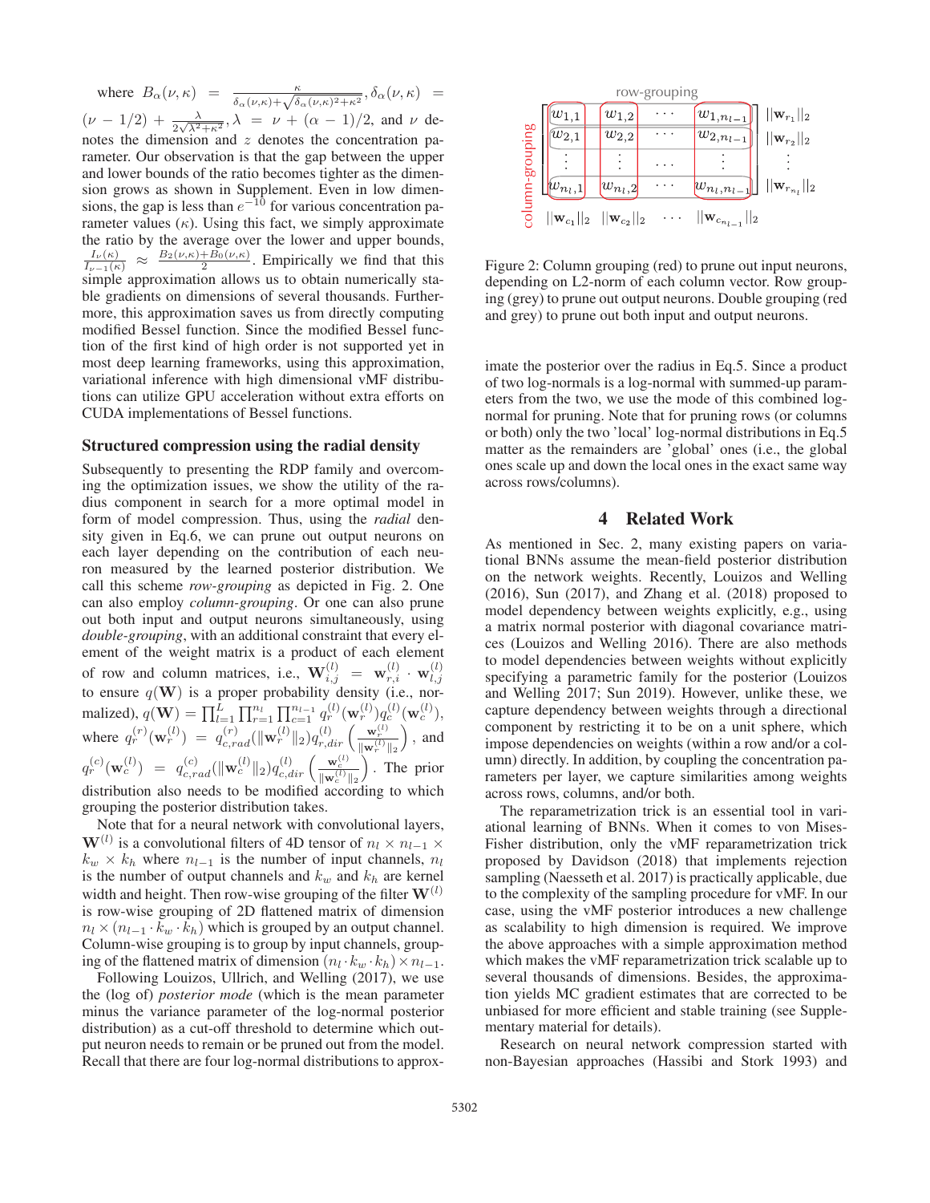where $B_\alpha(\nu,\kappa) = \frac{\kappa}{\delta_\alpha(\nu,\kappa)+\sqrt{\delta_\alpha(\nu,\kappa)^2+\kappa^2}}, \delta_\alpha(\nu,\kappa) = (\nu - 1/2) + \frac{\lambda}{2\sqrt{\lambda^2+\kappa^2}}, \lambda = \nu + (\alpha - 1)/2$, and $\nu$ denotes the dimension and $z$ denotes the concentration parameter. Our observation is that the gap between the upper and lower bounds of the ratio becomes tighter as the dimension grows as shown in Supplement. Even in low dimensions, the gap is less than $e^{-10}$ for various concentration parameter values ($\kappa$). Using this fact, we simply approximate the ratio by the average over the lower and upper bounds, $\frac{I_\nu(\kappa)}{I_{\nu-1}(\kappa)} \approx \frac{B_2(\nu,\kappa)+B_0(\nu,\kappa)}{2}$. Empirically we find that this simple approximation allows us to obtain numerically stable gradients on dimensions of several thousands. Furthermore, this approximation saves us from directly computing modified Bessel function. Since the modified Bessel function of the first kind of high order is not supported yet in most deep learning frameworks, using this approximation, variational inference with high dimensional vMF distributions can utilize GPU acceleration without extra efforts on CUDA implementations of Bessel functions.

### Structured compression using the radial density

Subsequently to presenting the RDP family and overcoming the optimization issues, we show the utility of the radius component in search for a more optimal model in form of model compression. Thus, using the *radial* density given in Eq.6, we can prune out output neurons on each layer depending on the contribution of each neuron measured by the learned posterior distribution. We call this scheme *row-grouping* as depicted in Fig. 2. One can also employ *column-grouping*. Or one can also prune out both input and output neurons simultaneously, using *double-grouping*, with an additional constraint that every element of the weight matrix is a product of each element of row and column matrices, i.e., $\mathbf{W}^{(l)}_{i,j} = \mathbf{w}^{(l)}_{r,i} \cdot \mathbf{w}^{(l)}_{l,j}$ to ensure $q(\mathbf{W})$ is a proper probability density (i.e., normalized), $q(\mathbf{W}) = \prod_{l=1}^{L}\prod_{r=1}^{n_l}\prod_{c=1}^{n_{l-1}} q^{(l)}_r(\mathbf{w}^{(l)}_r) q^{(l)}_c(\mathbf{w}^{(l)}_c)$, where $q^{(r)}_r(\mathbf{w}^{(l)}_r) = q^{(r)}_{c,rad}(\|\mathbf{w}^{(l)}_r\|_2) q^{(l)}_{r,dir}\left(\frac{\mathbf{w}^{(l)}_r}{\|\mathbf{w}^{(l)}_r\|_2}\right)$, and $q^{(c)}_r(\mathbf{w}^{(l)}_c) = q^{(c)}_{c,rad}(\|\mathbf{w}^{(l)}_c\|_2) q^{(l)}_{c,dir}\left(\frac{\mathbf{w}^{(l)}_c}{\|\mathbf{w}^{(l)}_c\|_2}\right)$. The prior distribution also needs to be modified according to which grouping the posterior distribution takes.

Note that for a neural network with convolutional layers, $\mathbf{W}^{(l)}$ is a convolutional filters of 4D tensor of $n_l \times n_{l-1} \times k_w \times k_h$ where $n_{l-1}$ is the number of input channels, $n_l$ is the number of output channels and $k_w$ and $k_h$ are kernel width and height. Then row-wise grouping of the filter $\mathbf{W}^{(l)}$ is row-wise grouping of 2D flattened matrix of dimension $n_l \times (n_{l-1} \cdot k_w \cdot k_h)$ which is grouped by an output channel. Column-wise grouping is to group by input channels, grouping of the flattened matrix of dimension $(n_l \cdot k_w \cdot k_h) \times n_{l-1}$.

Following Louizos, Ullrich, and Welling (2017), we use the (log of) *posterior mode* (which is the mean parameter minus the variance parameter of the log-normal posterior distribution) as a cut-off threshold to determine which output neuron needs to remain or be pruned out from the model. Recall that there are four log-normal distributions to approximate the posterior over the radius in Eq.5. Since a product of two log-normals is a log-normal with summed-up parameters from the two, we use the mode of this combined log-normal for pruning. Note that for pruning rows (or columns or both) only the two 'local' log-normal distributions in Eq.5 matter as the remainders are 'global' ones (i.e., the global ones scale up and down the local ones in the exact same way across rows/columns).

$$
\begin{array}{c}
\text{row-grouping} \\
\left[\begin{array}{cccc}
w_{1,1} & w_{1,2} & \cdots & w_{1,n_{l-1}} \\
w_{2,1} & w_{2,2} & \cdots & w_{2,n_{l-1}} \\
\vdots & \vdots & \ddots & \vdots \\
w_{n_l,1} & w_{n_l,2} & \cdots & w_{n_l,n_{l-1}}
\end{array}\right]
\begin{array}{c}
\|\mathbf{w}_{r_1}\|_2 \\ \|\mathbf{w}_{r_2}\|_2 \\ \vdots \\ \|\mathbf{w}_{r_{n_l}}\|_2
\end{array} \\
\begin{array}{cccc}
\|\mathbf{w}_{c_1}\|_2 & \|\mathbf{w}_{c_2}\|_2 & \cdots & \|\mathbf{w}_{c_{n_{l-1}}}\|_2
\end{array}
\end{array}
$$

Figure 2: Column grouping (red) to prune out input neurons, depending on L2-norm of each column vector. Row grouping (grey) to prune out output neurons. Double grouping (red and grey) to prune out both input and output neurons.

## 4 Related Work

As mentioned in Sec. 2, many existing papers on variational BNNs assume the mean-field posterior distribution on the network weights. Recently, Louizos and Welling (2016), Sun (2017), and Zhang et al. (2018) proposed to model dependency between weights explicitly, e.g., using a matrix normal posterior with diagonal covariance matrices (Louizos and Welling 2016). There are also methods to model dependencies between weights without explicitly specifying a parametric family for the posterior (Louizos and Welling 2017; Sun 2019). However, unlike these, we capture dependency between weights through a directional component by restricting it to be on a unit sphere, which impose dependencies on weights (within a row and/or a column) directly. In addition, by coupling the concentration parameters per layer, we capture similarities among weights across rows, columns, and/or both.

The reparametrization trick is an essential tool in variational learning of BNNs. When it comes to von Mises-Fisher distribution, only the vMF reparametrization trick proposed by Davidson (2018) that implements rejection sampling (Naesseth et al. 2017) is practically applicable, due to the complexity of the sampling procedure for vMF. In our case, using the vMF posterior introduces a new challenge as scalability to high dimension is required. We improve the above approaches with a simple approximation method which makes the vMF reparametrization trick scalable up to several thousands of dimensions. Besides, the approximation yields MC gradient estimates that are corrected to be unbiased for more efficient and stable training (see Supplementary material for details).

Research on neural network compression started with non-Bayesian approaches (Hassibi and Stork 1993) and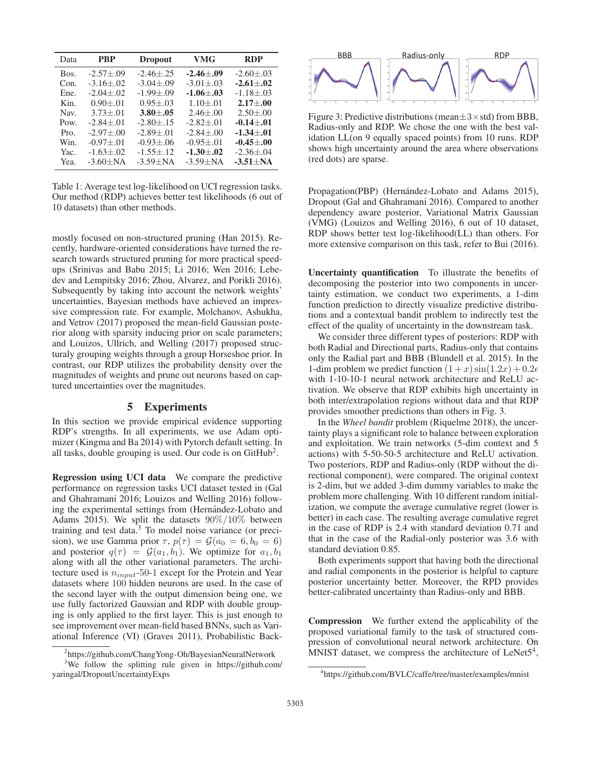| Data | PBP | Dropout | VMG | RDP |
| --- | --- | --- | --- | --- |
| Bos. | -2.57±.09 | -2.46±.25 | **-2.46±.09** | -2.60±.03 |
| Con. | -3.16±.02 | -3.04±.09 | -3.01±.03 | **-2.61±.02** |
| Ene. | -2.04±.02 | -1.99±.09 | **-1.06±.03** | -1.18±.03 |
| Kin. | 0.90±.01 | 0.95±.03 | 1.10±.01 | **2.17±.00** |
| Nav. | 3.73±.01 | **3.80±.05** | 2.46±.00 | 2.50±.00 |
| Pow. | -2.84±.01 | -2.80±.15 | -2.82±.01 | **-0.14±.01** |
| Pro. | -2.97±.00 | -2.89±.01 | -2.84±.00 | **-1.34±.01** |
| Win. | -0.97±.01 | -0.93±.06 | -0.95±.01 | **-0.45±.00** |
| Yac. | -1.63±.02 | -1.55±.12 | **-1.30±.02** | -2.36±.04 |
| Yea. | -3.60±NA | -3.59±NA | -3.59±NA | **-3.51±NA** |

Table 1: Average test log-likelihood on UCI regression tasks. Our method (RDP) achieves better test likelihoods (6 out of 10 datasets) than other methods.

mostly focused on non-structured pruning (Han 2015). Recently, hardware-oriented considerations have turned the research towards structured pruning for more practical speedups (Srinivas and Babu 2015; Li 2016; Wen 2016; Lebedev and Lempitsky 2016; Zhou, Alvarez, and Porikli 2016). Subsequently by taking into account the network weights' uncertainties, Bayesian methods have achieved an impressive compression rate. For example, Molchanov, Ashukha, and Vetrov (2017) proposed the mean-field Gaussian posterior along with sparsity inducing prior on scale parameters; and Louizos, Ullrich, and Welling (2017) proposed structuraly grouping weights through a group Horseshoe prior. In contrast, our RDP utilizes the probability density over the magnitudes of weights and prune out neurons based on captured uncertainties over the magnitudes.

## 5 Experiments

In this section we provide empirical evidence supporting RDP's strengths. In all experiments, we use Adam optimizer (Kingma and Ba 2014) with Pytorch default setting. In all tasks, double grouping is used. Our code is on GitHub[2].

**Regression using UCI data** We compare the predictive performance on regression tasks UCI dataset tested in (Gal and Ghahramani 2016; Louizos and Welling 2016) following the experimental settings from (Hernández-Lobato and Adams 2015). We split the datasets $90\%/10\%$ between training and test data.[3] To model noise variance (or precision), we use Gamma prior $\tau$, $p(\tau) = \mathcal{G}(a_0 = 6, b_0 = 6)$ and posterior $q(\tau) = \mathcal{G}(a_1, b_1)$. We optimize for $a_1, b_1$ along with all the other variational parameters. The architecture used is $n_{input}$-50-1 except for the Protein and Year datasets where 100 hidden neurons are used. In the case of the second layer with the output dimension being one, we use fully factorized Gaussian and RDP with double grouping is only applied to the first layer. This is just enough to see improvement over mean-field based BNNs, such as Variational Inference (VI) (Graves 2011), Probabilistic Back-Propagation(PBP) (Hernández-Lobato and Adams 2015), Dropout (Gal and Ghahramani 2016). Compared to another dependency aware posterior, Variational Matrix Gaussian (VMG) (Louizos and Welling 2016), 6 out of 10 dataset, RDP shows better test log-likelihood(LL) than others. For more extensive comparison on this task, refer to Bui (2016).

[2] https://github.com/ChangYong-Oh/BayesianNeuralNetwork

[3] We follow the splitting rule given in https://github.com/yaringal/DropoutUncertaintyExps

Figure 3: Predictive distributions (mean$\pm 3\times$std) from BBB, Radius-only and RDP. We chose the one with the best validation LL(on 9 equally spaced points) from 10 runs. RDP shows high uncertainty around the area where observations (red dots) are sparse.

**Uncertainty quantification** To illustrate the benefits of decomposing the posterior into two components in uncertainty estimation, we conduct two experiments, a 1-dim function prediction to directly visualize predictive distributions and a contextual bandit problem to indirectly test the effect of the quality of uncertainty in the downstream task.

We consider three different types of posteriors: RDP with both Radial and Directional parts, Radius-only that contains only the Radial part and BBB (Blundell et al. 2015). In the 1-dim problem we predict function $(1+x)\sin(1.2x) + 0.2\epsilon$ with 1-10-10-1 neural network architecture and ReLU activation. We observe that RDP exhibits high uncertainty in both inter/extrapolation regions without data and that RDP provides smoother predictions than others in Fig. 3.

In the *Wheel bandit* problem (Riquelme 2018), the uncertainty plays a significant role to balance between exploration and exploitation. We train networks (5-dim context and 5 actions) with 5-50-50-5 architecture and ReLU activation. Two posteriors, RDP and Radius-only (RDP without the directional component), were compared. The original context is 2-dim, but we added 3-dim dummy variables to make the problem more challenging. With 10 different random initialization, we compute the average cumulative regret (lower is better) in each case. The resulting average cumulative regret in the case of RDP is 2.4 with standard deviation 0.71 and that in the case of the Radial-only posterior was 3.6 with standard deviation 0.85.

Both experiments support that having both the directional and radial components in the posterior is helpful to capture posterior uncertainty better. Moreover, the RPD provides better-calibrated uncertainty than Radius-only and BBB.

**Compression** We further extend the applicability of the proposed variational family to the task of structured compression of convolutional neural network architecture. On MNIST dataset, we compress the architecture of LeNet5[4],

[4] https://github.com/BVLC/caffe/tree/master/examples/mnist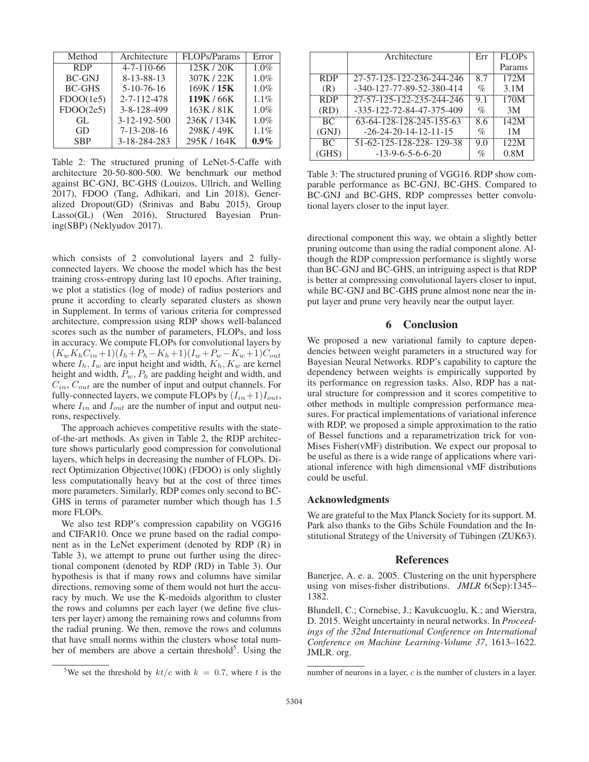| Method | Architecture | FLOPs/Params | Error |
|---|---|---|---|
| RDP | 4-7-110-66 | 125K / 20K | 1.0% |
| BC-GNJ | 8-13-88-13 | 307K / 22K | 1.0% |
| BC-GHS | 5-10-76-16 | 169K / **15K** | 1.0% |
| FDOO(1e5) | 2-7-112-478 | **119K** / 66K | 1.1% |
| FDOO(2e5) | 3-8-128-499 | 163K / 81K | 1.0% |
| GL | 3-12-192-500 | 236K / 134K | 1.0% |
| GD | 7-13-208-16 | 298K / 49K | 1.1% |
| SBP | 3-18-284-283 | 295K / 164K | **0.9%** |

Table 2: The structured pruning of LeNet-5-Caffe with architecture 20-50-800-500. We benchmark our method against BC-GNJ, BC-GHS (Louizos, Ullrich, and Welling 2017), FDOO (Tang, Adhikari, and Lin 2018), Generalized Dropout(GD) (Srinivas and Babu 2015), Group Lasso(GL) (Wen 2016), Structured Bayesian Pruning(SBP) (Neklyudov 2017).

which consists of 2 convolutional layers and 2 fully-connected layers. We choose the model which has the best training cross-entropy during last 10 epochs. After training, we plot a statistics (log of mode) of radius posteriors and prune it according to clearly separated clusters as shown in Supplement. In terms of various criteria for compressed architecture, compression using RDP shows well-balanced scores such as the number of parameters, FLOPs, and loss in accuracy. We compute FLOPs for convolutional layers by $(K_w K_h C_{in}+1)(I_h+P_h-K_h+1)(I_w+P_w-K_w+1)C_{out}$ where $I_h, I_w$ are input height and width, $K_h, K_w$ are kernel height and width, $P_w, P_h$ are padding height and width, and $C_{in}, C_{out}$ are the number of input and output channels. For fully-connected layers, we compute FLOPs by $(I_{in}+1)I_{out}$, where $I_{in}$ and $I_{out}$ are the number of input and output neurons, respectively.

The approach achieves competitive results with the state-of-the-art methods. As given in Table 2, the RDP architecture shows particularly good compression for convolutional layers, which helps in decreasing the number of FLOPs. Direct Optimization Objective(100K) (FDOO) is only slightly less computationally heavy but at the cost of three times more parameters. Similarly, RDP comes only second to BC-GHS in terms of parameter number which though has 1.5 more FLOPs.

We also test RDP's compression capability on VGG16 and CIFAR10. Once we prune based on the radial component as in the LeNet experiment (denoted by RDP (R) in Table 3), we attempt to prune out further using the directional component (denoted by RDP (RD) in Table 3). Our hypothesis is that if many rows and columns have similar directions, removing some of them would not hurt the accuracy by much. We use the K-medoids algorithm to cluster the rows and columns per each layer (we define five clusters per layer) among the remaining rows and columns from the radial pruning. We then, remove the rows and columns that have small norms within the clusters whose total number of members are above a certain threshold[5]. Using the directional component this way, we obtain a slightly better pruning outcome than using the radial component alone. Although the RDP compression performance is slightly worse than BC-GNJ and BC-GHS, an intriguing aspect is that RDP is better at compressing convolutional layers closer to input, while BC-GNJ and BC-GHS prune almost none near the input layer and prune very heavily near the output layer.

| | Architecture | Err | FLOPs Params |
|---|---|---|---|
| RDP (R) | 27-57-125-122-236-244-246 -340-127-77-89-52-380-414 | 8.7 % | 172M 3.1M |
| RDP (RD) | 27-57-125-122-235-244-246 -335-122-72-84-47-375-409 | 9.1 % | 170M 3M |
| BC (GNJ) | 63-64-128-128-245-155-63 -26-24-20-14-12-11-15 | 8.6 % | 142M 1M |
| BC (GHS) | 51-62-125-128-228- 129-38 -13-9-6-5-6-6-20 | 9.0 % | 122M 0.8M |

Table 3: The structured pruning of VGG16. RDP show comparable performance as BC-GNJ, BC-GHS. Compared to BC-GNJ and BC-GHS, RDP compresses better convolutional layers closer to the input layer.

## 6 Conclusion

We proposed a new variational family to capture dependencies between weight parameters in a structured way for Bayesian Neural Networks. RDP's capability to capture the dependency between weights is empirically supported by its performance on regression tasks. Also, RDP has a natural structure for compression and it scores competitive to other methods in multiple compression performance measures. For practical implementations of variational inference with RDP, we proposed a simple approximation to the ratio of Bessel functions and a reparametrization trick for von-Mises Fisher(vMF) distribution. We expect our proposal to be useful as there is a wide range of applications where variational inference with high dimensional vMF distributions could be useful.

### Acknowledgments

We are grateful to the Max Planck Society for its support. M. Park also thanks to the Gibs Schüle Foundation and the Institutional Strategy of the University of Tübingen (ZUK63).

## References

Banerjee, A. e. a. 2005. Clustering on the unit hypersphere using von mises-fisher distributions. *JMLR* 6(Sep):1345–1382.

Blundell, C.; Cornebise, J.; Kavukcuoglu, K.; and Wierstra, D. 2015. Weight uncertainty in neural networks. In *Proceedings of the 32nd International Conference on International Conference on Machine Learning-Volume 37*, 1613–1622. JMLR. org.

[5] We set the threshold by $kt/c$ with $k = 0.7$, where $t$ is the number of neurons in a layer, $c$ is the number of clusters in a layer.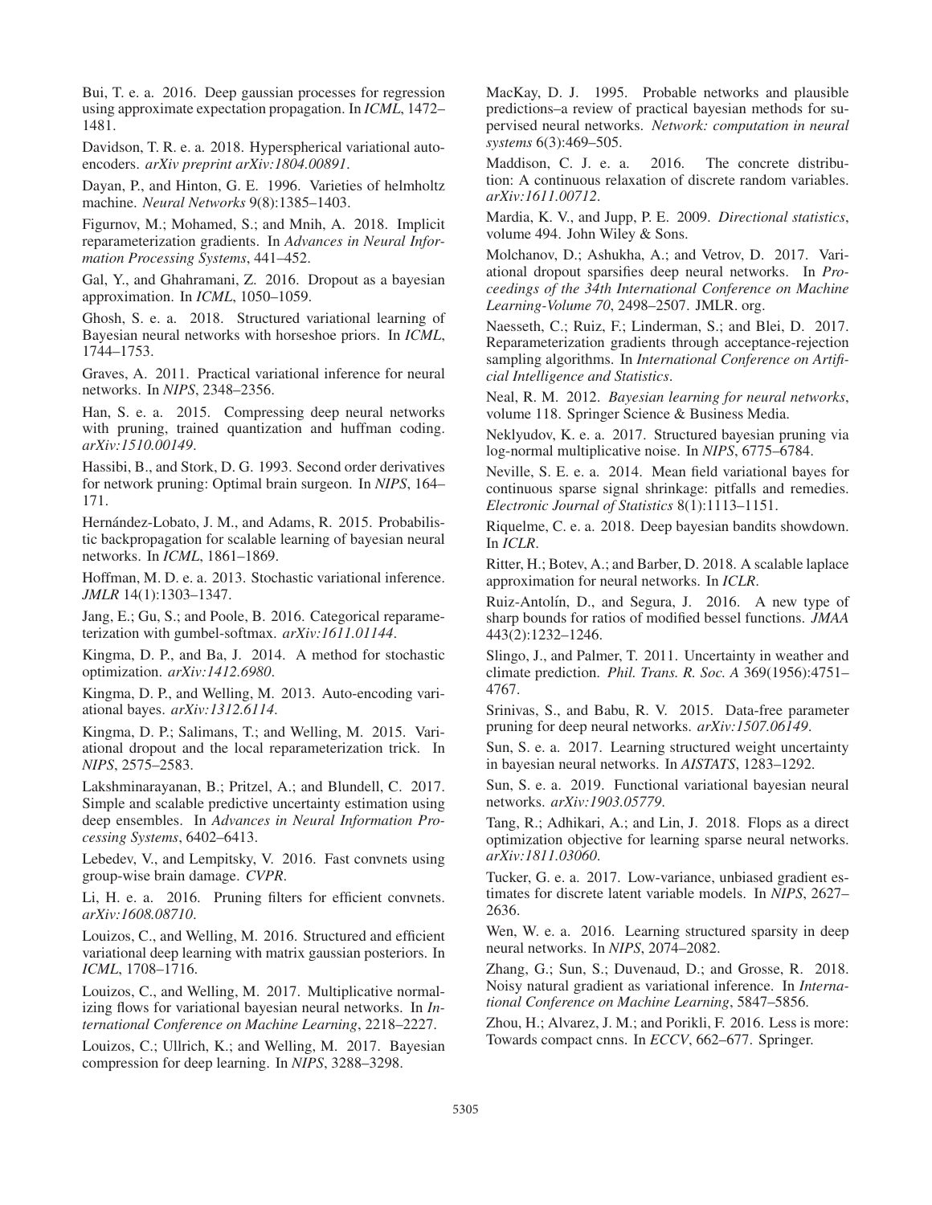Bui, T. e. a. 2016. Deep gaussian processes for regression using approximate expectation propagation. In *ICML*, 1472–1481.

Davidson, T. R. e. a. 2018. Hyperspherical variational auto-encoders. *arXiv preprint arXiv:1804.00891*.

Dayan, P., and Hinton, G. E. 1996. Varieties of helmholtz machine. *Neural Networks* 9(8):1385–1403.

Figurnov, M.; Mohamed, S.; and Mnih, A. 2018. Implicit reparameterization gradients. In *Advances in Neural Information Processing Systems*, 441–452.

Gal, Y., and Ghahramani, Z. 2016. Dropout as a bayesian approximation. In *ICML*, 1050–1059.

Ghosh, S. e. a. 2018. Structured variational learning of Bayesian neural networks with horseshoe priors. In *ICML*, 1744–1753.

Graves, A. 2011. Practical variational inference for neural networks. In *NIPS*, 2348–2356.

Han, S. e. a. 2015. Compressing deep neural networks with pruning, trained quantization and huffman coding. *arXiv:1510.00149*.

Hassibi, B., and Stork, D. G. 1993. Second order derivatives for network pruning: Optimal brain surgeon. In *NIPS*, 164–171.

Hernández-Lobato, J. M., and Adams, R. 2015. Probabilistic backpropagation for scalable learning of bayesian neural networks. In *ICML*, 1861–1869.

Hoffman, M. D. e. a. 2013. Stochastic variational inference. *JMLR* 14(1):1303–1347.

Jang, E.; Gu, S.; and Poole, B. 2016. Categorical reparameterization with gumbel-softmax. *arXiv:1611.01144*.

Kingma, D. P., and Ba, J. 2014. A method for stochastic optimization. *arXiv:1412.6980*.

Kingma, D. P., and Welling, M. 2013. Auto-encoding variational bayes. *arXiv:1312.6114*.

Kingma, D. P.; Salimans, T.; and Welling, M. 2015. Variational dropout and the local reparameterization trick. In *NIPS*, 2575–2583.

Lakshminarayanan, B.; Pritzel, A.; and Blundell, C. 2017. Simple and scalable predictive uncertainty estimation using deep ensembles. In *Advances in Neural Information Processing Systems*, 6402–6413.

Lebedev, V., and Lempitsky, V. 2016. Fast convnets using group-wise brain damage. *CVPR*.

Li, H. e. a. 2016. Pruning filters for efficient convnets. *arXiv:1608.08710*.

Louizos, C., and Welling, M. 2016. Structured and efficient variational deep learning with matrix gaussian posteriors. In *ICML*, 1708–1716.

Louizos, C., and Welling, M. 2017. Multiplicative normalizing flows for variational bayesian neural networks. In *International Conference on Machine Learning*, 2218–2227.

Louizos, C.; Ullrich, K.; and Welling, M. 2017. Bayesian compression for deep learning. In *NIPS*, 3288–3298.

MacKay, D. J. 1995. Probable networks and plausible predictions–a review of practical bayesian methods for supervised neural networks. *Network: computation in neural systems* 6(3):469–505.

Maddison, C. J. e. a. 2016. The concrete distribution: A continuous relaxation of discrete random variables. *arXiv:1611.00712*.

Mardia, K. V., and Jupp, P. E. 2009. *Directional statistics*, volume 494. John Wiley & Sons.

Molchanov, D.; Ashukha, A.; and Vetrov, D. 2017. Variational dropout sparsifies deep neural networks. In *Proceedings of the 34th International Conference on Machine Learning-Volume 70*, 2498–2507. JMLR. org.

Naesseth, C.; Ruiz, F.; Linderman, S.; and Blei, D. 2017. Reparameterization gradients through acceptance-rejection sampling algorithms. In *International Conference on Artificial Intelligence and Statistics*.

Neal, R. M. 2012. *Bayesian learning for neural networks*, volume 118. Springer Science & Business Media.

Neklyudov, K. e. a. 2017. Structured bayesian pruning via log-normal multiplicative noise. In *NIPS*, 6775–6784.

Neville, S. E. e. a. 2014. Mean field variational bayes for continuous sparse signal shrinkage: pitfalls and remedies. *Electronic Journal of Statistics* 8(1):1113–1151.

Riquelme, C. e. a. 2018. Deep bayesian bandits showdown. In *ICLR*.

Ritter, H.; Botev, A.; and Barber, D. 2018. A scalable laplace approximation for neural networks. In *ICLR*.

Ruiz-Antolín, D., and Segura, J. 2016. A new type of sharp bounds for ratios of modified bessel functions. *JMAA* 443(2):1232–1246.

Slingo, J., and Palmer, T. 2011. Uncertainty in weather and climate prediction. *Phil. Trans. R. Soc. A* 369(1956):4751–4767.

Srinivas, S., and Babu, R. V. 2015. Data-free parameter pruning for deep neural networks. *arXiv:1507.06149*.

Sun, S. e. a. 2017. Learning structured weight uncertainty in bayesian neural networks. In *AISTATS*, 1283–1292.

Sun, S. e. a. 2019. Functional variational bayesian neural networks. *arXiv:1903.05779*.

Tang, R.; Adhikari, A.; and Lin, J. 2018. Flops as a direct optimization objective for learning sparse neural networks. *arXiv:1811.03060*.

Tucker, G. e. a. 2017. Low-variance, unbiased gradient estimates for discrete latent variable models. In *NIPS*, 2627–2636.

Wen, W. e. a. 2016. Learning structured sparsity in deep neural networks. In *NIPS*, 2074–2082.

Zhang, G.; Sun, S.; Duvenaud, D.; and Grosse, R. 2018. Noisy natural gradient as variational inference. In *International Conference on Machine Learning*, 5847–5856.

Zhou, H.; Alvarez, J. M.; and Porikli, F. 2016. Less is more: Towards compact cnns. In *ECCV*, 662–677. Springer.